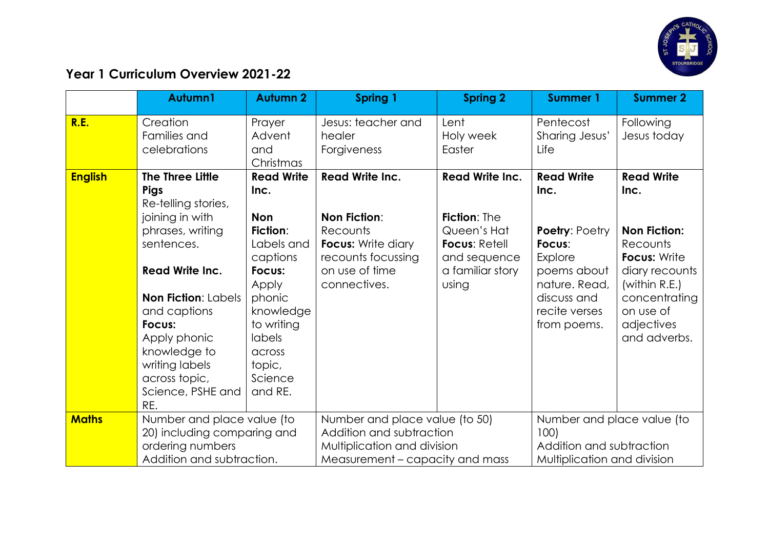## Year 1 Curriculum Overview 2021-22

| | Autumn1 | Autumn 2 | Spring 1 | Spring 2 | Summer 1 | Summer 2 |
|---|---|---|---|---|---|---|
| **R.E.** | Creation<br>Families and celebrations | Prayer<br>Advent and Christmas | Jesus: teacher and healer<br>Forgiveness | Lent<br>Holy week<br>Easter | Pentecost<br>Sharing Jesus' Life | Following Jesus today |
| **English** | **The Three Little Pigs**<br>Re-telling stories, joining in with phrases, writing sentences.<br><br>**Read Write Inc.**<br><br>**Non Fiction**: Labels and captions<br>**Focus:**<br>Apply phonic knowledge to writing labels across topic, Science, PSHE and RE. | **Read Write Inc.**<br><br>**Non Fiction**: Labels and captions<br>**Focus:** Apply phonic knowledge to writing labels across topic, Science and RE. | **Read Write Inc.**<br><br>**Non Fiction**: Recounts<br>**Focus:** Write diary recounts focussing on use of time connectives. | **Read Write Inc.**<br><br>**Fiction**: The Queen's Hat<br>**Focus**: Retell and sequence a familiar story using | **Read Write Inc.**<br><br>**Poetry**: Poetry<br>**Focus**: Explore poems about nature. Read, discuss and recite verses from poems. | **Read Write Inc.**<br><br>**Non Fiction:** Recounts<br>**Focus:** Write diary recounts (within R.E.) concentrating on use of adjectives and adverbs. |
| **Maths** | Number and place value (to 20) including comparing and ordering numbers<br>Addition and subtraction. | | Number and place value (to 50)<br>Addition and subtraction<br>Multiplication and division<br>Measurement – capacity and mass | | Number and place value (to 100)<br>Addition and subtraction<br>Multiplication and division | |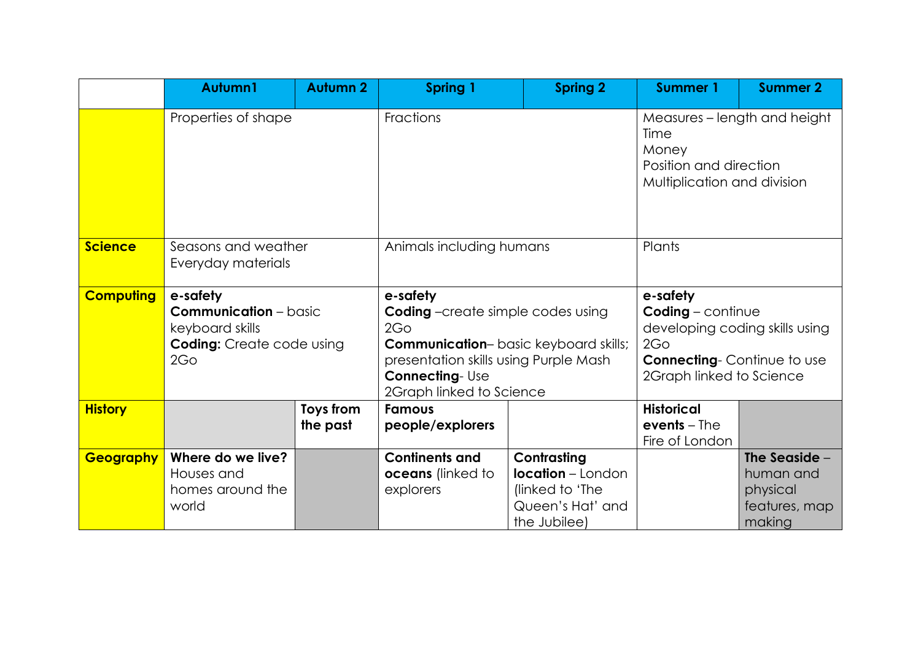| | Autumn1 | Autumn 2 | Spring 1 | Spring 2 | Summer 1 | Summer 2 |
|---|---|---|---|---|---|---|
| | Properties of shape | | Fractions | | Measures – length and height<br>Time<br>Money<br>Position and direction<br>Multiplication and division | |
| **Science** | Seasons and weather<br>Everyday materials | | Animals including humans | | Plants | |
| **Computing** | **e-safety**<br>**Communication** – basic keyboard skills<br>**Coding:** Create code using 2Go | | **e-safety**<br>**Coding** –create simple codes using 2Go<br>**Communication**– basic keyboard skills; presentation skills using Purple Mash<br>**Connecting**- Use 2Graph linked to Science | | **e-safety**<br>**Coding** – continue developing coding skills using 2Go<br>**Connecting**- Continue to use 2Graph linked to Science | |
| **History** | | **Toys from the past** | **Famous people/explorers** | | **Historical events** – The Fire of London | |
| **Geography** | **Where do we live?** Houses and homes around the world | | **Continents and oceans** (linked to explorers | **Contrasting location** – London (linked to 'The Queen's Hat' and the Jubilee) | | **The Seaside** – human and physical features, map making |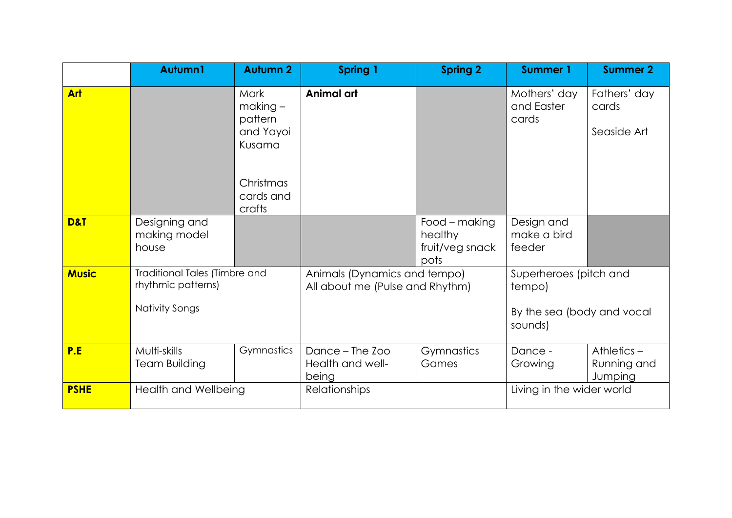| | Autumn1 | Autumn 2 | Spring 1 | Spring 2 | Summer 1 | Summer 2 |
|---|---|---|---|---|---|---|
| **Art** | | Mark making – pattern and Yayoi Kusama<br><br>Christmas cards and crafts | **Animal art** | | Mothers' day and Easter cards | Fathers' day cards<br><br>Seaside Art |
| **D&T** | Designing and making model house | | | Food – making healthy fruit/veg snack pots | Design and make a bird feeder | |
| **Music** | Traditional Tales (Timbre and rhythmic patterns)<br><br>Nativity Songs | | Animals (Dynamics and tempo)<br>All about me (Pulse and Rhythm) | | Superheroes (pitch and tempo)<br><br>By the sea (body and vocal sounds) | |
| **P.E** | Multi-skills<br>Team Building | Gymnastics | Dance – The Zoo<br>Health and well-being | Gymnastics<br>Games | Dance - Growing | Athletics – Running and Jumping |
| **PSHE** | Health and Wellbeing | | Relationships | | Living in the wider world | |